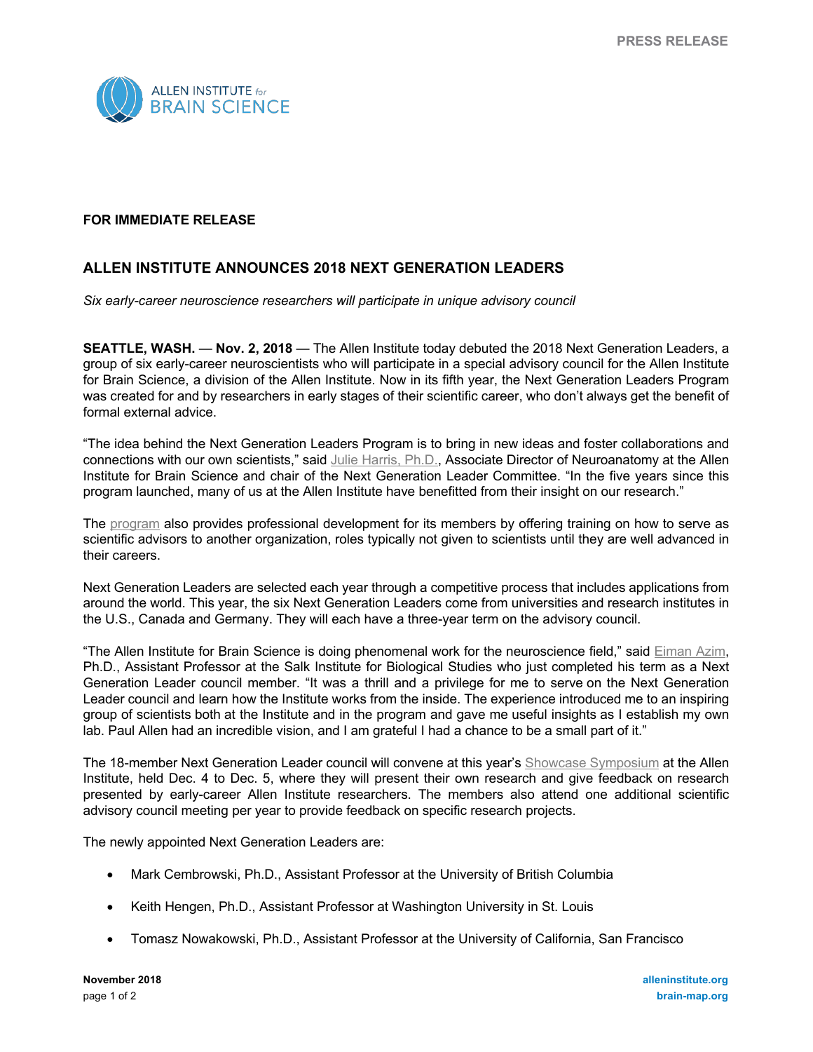PRESS RELEASE

**FOR IMMEDIATE RELEASE**

## ALLEN INSTITUTE ANNOUNCES 2018 NEXT GENERATION LEADERS

*Six early-career neuroscience researchers will participate in unique advisory council*

**SEATTLE, WASH.** — **Nov. 2, 2018** — The Allen Institute today debuted the 2018 Next Generation Leaders, a group of six early-career neuroscientists who will participate in a special advisory council for the Allen Institute for Brain Science, a division of the Allen Institute. Now in its fifth year, the Next Generation Leaders Program was created for and by researchers in early stages of their scientific career, who don't always get the benefit of formal external advice.

"The idea behind the Next Generation Leaders Program is to bring in new ideas and foster collaborations and connections with our own scientists," said Julie Harris, Ph.D., Associate Director of Neuroanatomy at the Allen Institute for Brain Science and chair of the Next Generation Leader Committee. "In the five years since this program launched, many of us at the Allen Institute have benefitted from their insight on our research."

The program also provides professional development for its members by offering training on how to serve as scientific advisors to another organization, roles typically not given to scientists until they are well advanced in their careers.

Next Generation Leaders are selected each year through a competitive process that includes applications from around the world. This year, the six Next Generation Leaders come from universities and research institutes in the U.S., Canada and Germany. They will each have a three-year term on the advisory council.

"The Allen Institute for Brain Science is doing phenomenal work for the neuroscience field," said Eiman Azim, Ph.D., Assistant Professor at the Salk Institute for Biological Studies who just completed his term as a Next Generation Leader council member. "It was a thrill and a privilege for me to serve on the Next Generation Leader council and learn how the Institute works from the inside. The experience introduced me to an inspiring group of scientists both at the Institute and in the program and gave me useful insights as I establish my own lab. Paul Allen had an incredible vision, and I am grateful I had a chance to be a small part of it."

The 18-member Next Generation Leader council will convene at this year's Showcase Symposium at the Allen Institute, held Dec. 4 to Dec. 5, where they will present their own research and give feedback on research presented by early-career Allen Institute researchers. The members also attend one additional scientific advisory council meeting per year to provide feedback on specific research projects.

The newly appointed Next Generation Leaders are:

- Mark Cembrowski, Ph.D., Assistant Professor at the University of British Columbia
- Keith Hengen, Ph.D., Assistant Professor at Washington University in St. Louis
- Tomasz Nowakowski, Ph.D., Assistant Professor at the University of California, San Francisco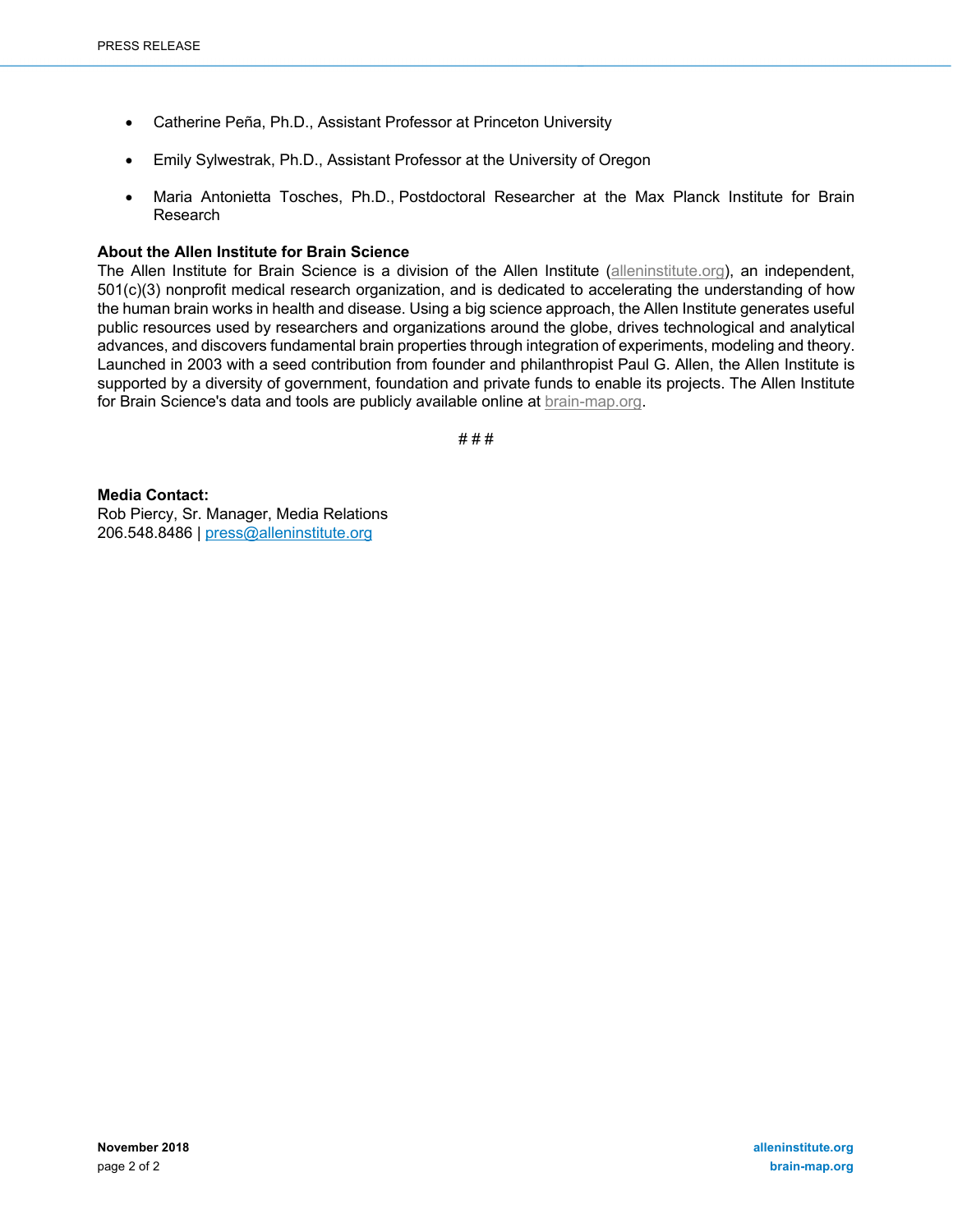- Catherine Peña, Ph.D., Assistant Professor at Princeton University
- Emily Sylwestrak, Ph.D., Assistant Professor at the University of Oregon
- Maria Antonietta Tosches, Ph.D., Postdoctoral Researcher at the Max Planck Institute for Brain Research

**About the Allen Institute for Brain Science**

The Allen Institute for Brain Science is a division of the Allen Institute (alleninstitute.org), an independent, 501(c)(3) nonprofit medical research organization, and is dedicated to accelerating the understanding of how the human brain works in health and disease. Using a big science approach, the Allen Institute generates useful public resources used by researchers and organizations around the globe, drives technological and analytical advances, and discovers fundamental brain properties through integration of experiments, modeling and theory. Launched in 2003 with a seed contribution from founder and philanthropist Paul G. Allen, the Allen Institute is supported by a diversity of government, foundation and private funds to enable its projects. The Allen Institute for Brain Science's data and tools are publicly available online at brain-map.org.

# # #

**Media Contact:**

Rob Piercy, Sr. Manager, Media Relations

206.548.8486 | press@alleninstitute.org